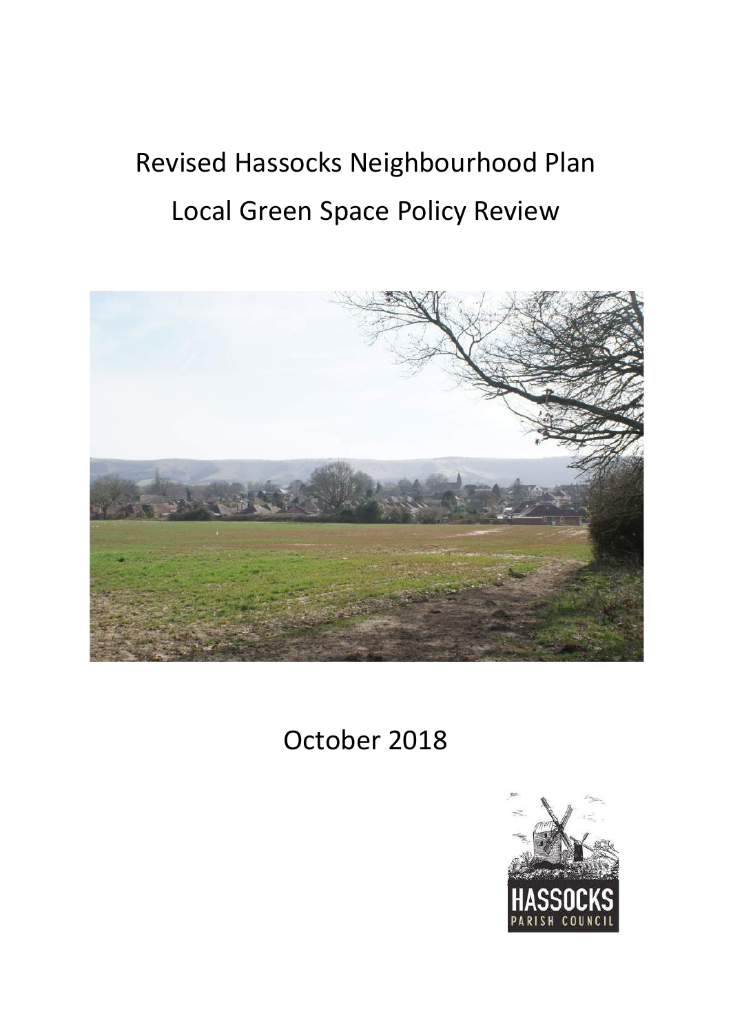# Revised Hassocks Neighbourhood Plan

# Local Green Space Policy Review

October 2018

HASSOCKS PARISH COUNCIL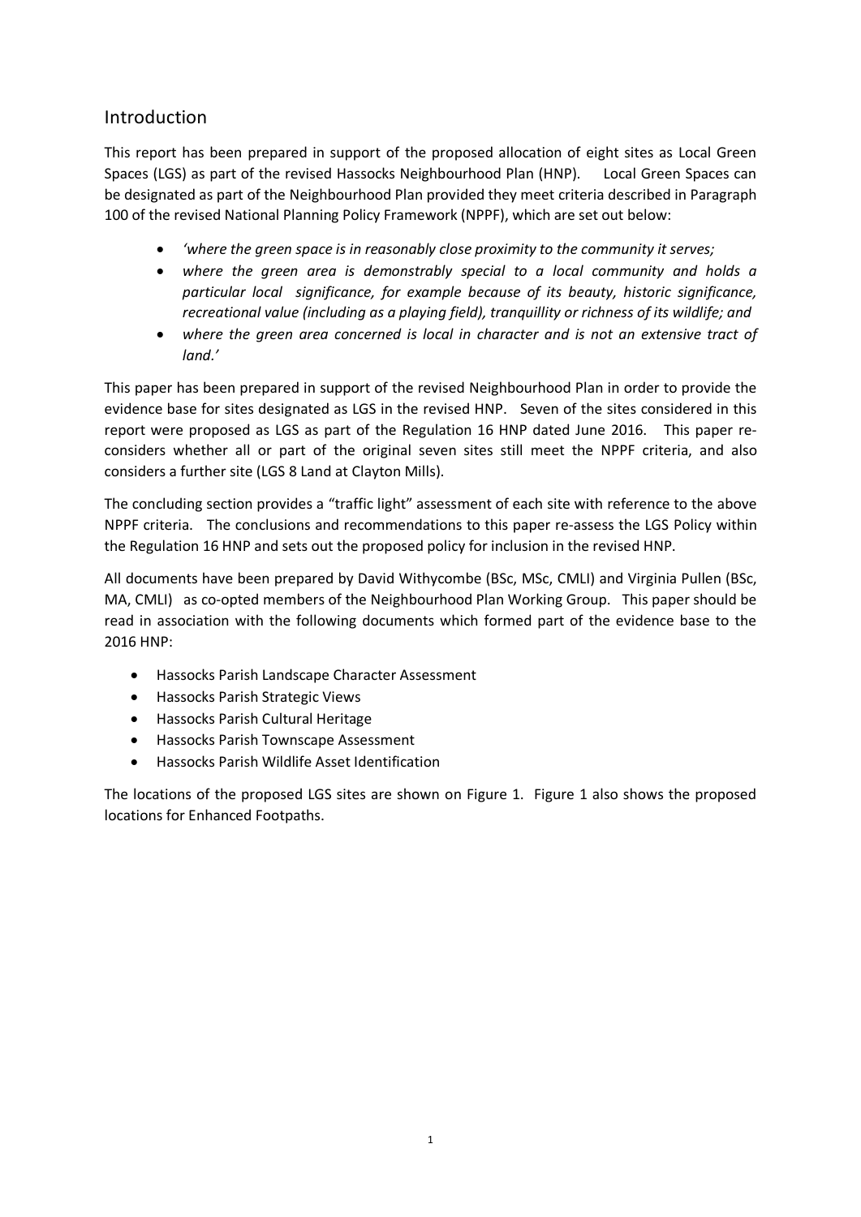## Introduction

This report has been prepared in support of the proposed allocation of eight sites as Local Green Spaces (LGS) as part of the revised Hassocks Neighbourhood Plan (HNP). Local Green Spaces can be designated as part of the Neighbourhood Plan provided they meet criteria described in Paragraph 100 of the revised National Planning Policy Framework (NPPF), which are set out below:

- *'where the green space is in reasonably close proximity to the community it serves;*
- *where the green area is demonstrably special to a local community and holds a particular local significance, for example because of its beauty, historic significance, recreational value (including as a playing field), tranquillity or richness of its wildlife; and*
- *where the green area concerned is local in character and is not an extensive tract of land.'*

This paper has been prepared in support of the revised Neighbourhood Plan in order to provide the evidence base for sites designated as LGS in the revised HNP. Seven of the sites considered in this report were proposed as LGS as part of the Regulation 16 HNP dated June 2016. This paper re-considers whether all or part of the original seven sites still meet the NPPF criteria, and also considers a further site (LGS 8 Land at Clayton Mills).

The concluding section provides a "traffic light" assessment of each site with reference to the above NPPF criteria. The conclusions and recommendations to this paper re-assess the LGS Policy within the Regulation 16 HNP and sets out the proposed policy for inclusion in the revised HNP.

All documents have been prepared by David Withycombe (BSc, MSc, CMLI) and Virginia Pullen (BSc, MA, CMLI) as co-opted members of the Neighbourhood Plan Working Group. This paper should be read in association with the following documents which formed part of the evidence base to the 2016 HNP:

- Hassocks Parish Landscape Character Assessment
- Hassocks Parish Strategic Views
- Hassocks Parish Cultural Heritage
- Hassocks Parish Townscape Assessment
- Hassocks Parish Wildlife Asset Identification

The locations of the proposed LGS sites are shown on Figure 1. Figure 1 also shows the proposed locations for Enhanced Footpaths.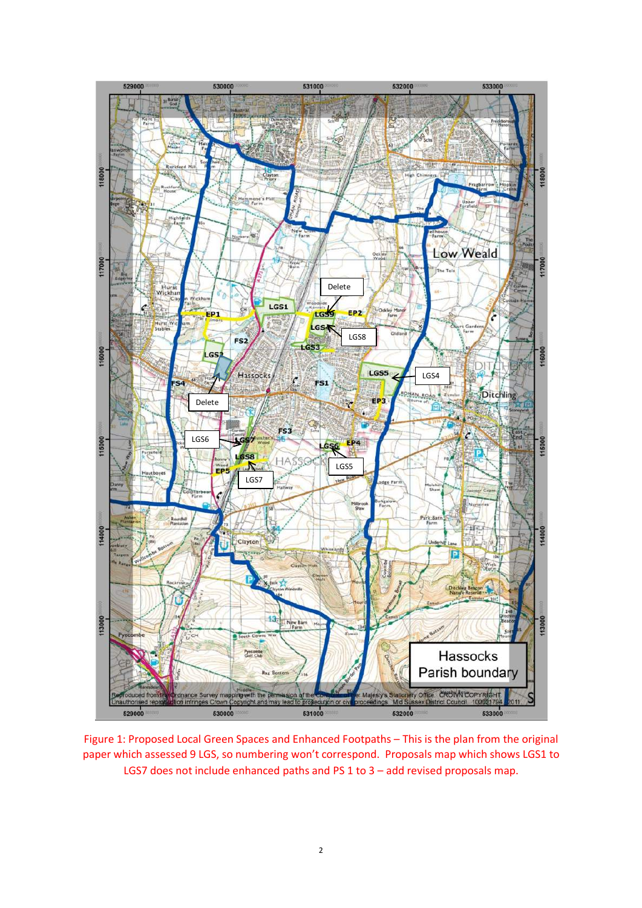Figure 1: Proposed Local Green Spaces and Enhanced Footpaths – This is the plan from the original paper which assessed 9 LGS, so numbering won't correspond. Proposals map which shows LGS1 to LGS7 does not include enhanced paths and PS 1 to 3 – add revised proposals map.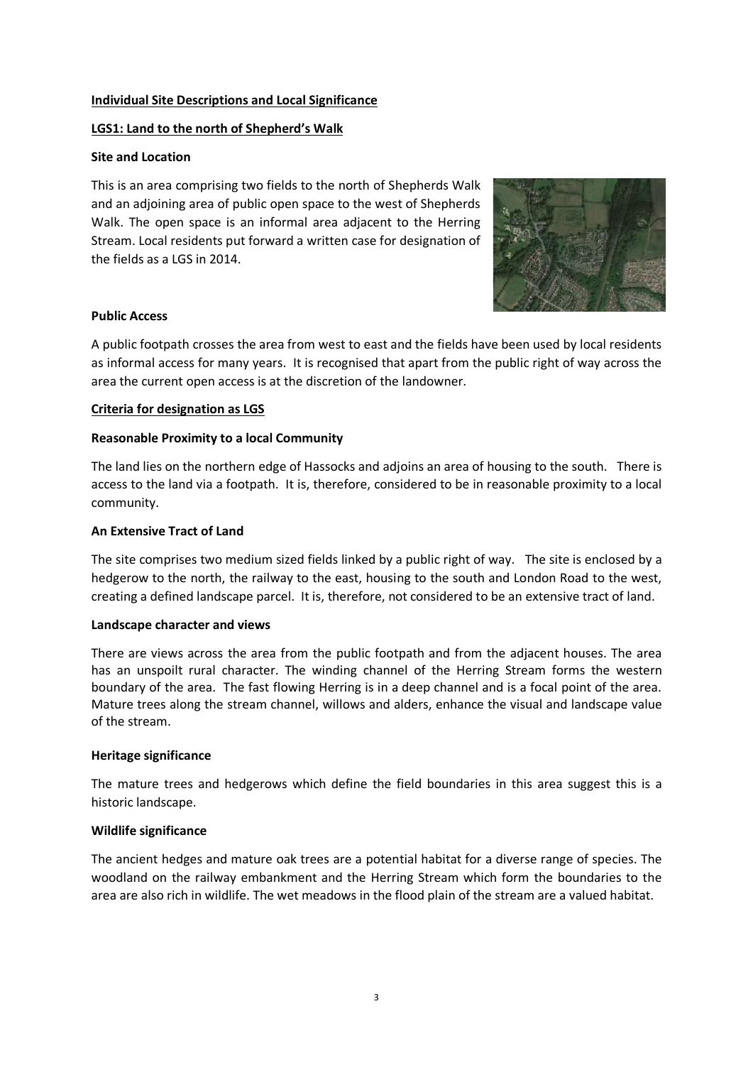**Individual Site Descriptions and Local Significance**

**LGS1: Land to the north of Shepherd's Walk**

**Site and Location**

This is an area comprising two fields to the north of Shepherds Walk and an adjoining area of public open space to the west of Shepherds Walk. The open space is an informal area adjacent to the Herring Stream. Local residents put forward a written case for designation of the fields as a LGS in 2014.

**Public Access**

A public footpath crosses the area from west to east and the fields have been used by local residents as informal access for many years. It is recognised that apart from the public right of way across the area the current open access is at the discretion of the landowner.

**Criteria for designation as LGS**

**Reasonable Proximity to a local Community**

The land lies on the northern edge of Hassocks and adjoins an area of housing to the south. There is access to the land via a footpath. It is, therefore, considered to be in reasonable proximity to a local community.

**An Extensive Tract of Land**

The site comprises two medium sized fields linked by a public right of way. The site is enclosed by a hedgerow to the north, the railway to the east, housing to the south and London Road to the west, creating a defined landscape parcel. It is, therefore, not considered to be an extensive tract of land.

**Landscape character and views**

There are views across the area from the public footpath and from the adjacent houses. The area has an unspoilt rural character. The winding channel of the Herring Stream forms the western boundary of the area. The fast flowing Herring is in a deep channel and is a focal point of the area. Mature trees along the stream channel, willows and alders, enhance the visual and landscape value of the stream.

**Heritage significance**

The mature trees and hedgerows which define the field boundaries in this area suggest this is a historic landscape.

**Wildlife significance**

The ancient hedges and mature oak trees are a potential habitat for a diverse range of species. The woodland on the railway embankment and the Herring Stream which form the boundaries to the area are also rich in wildlife. The wet meadows in the flood plain of the stream are a valued habitat.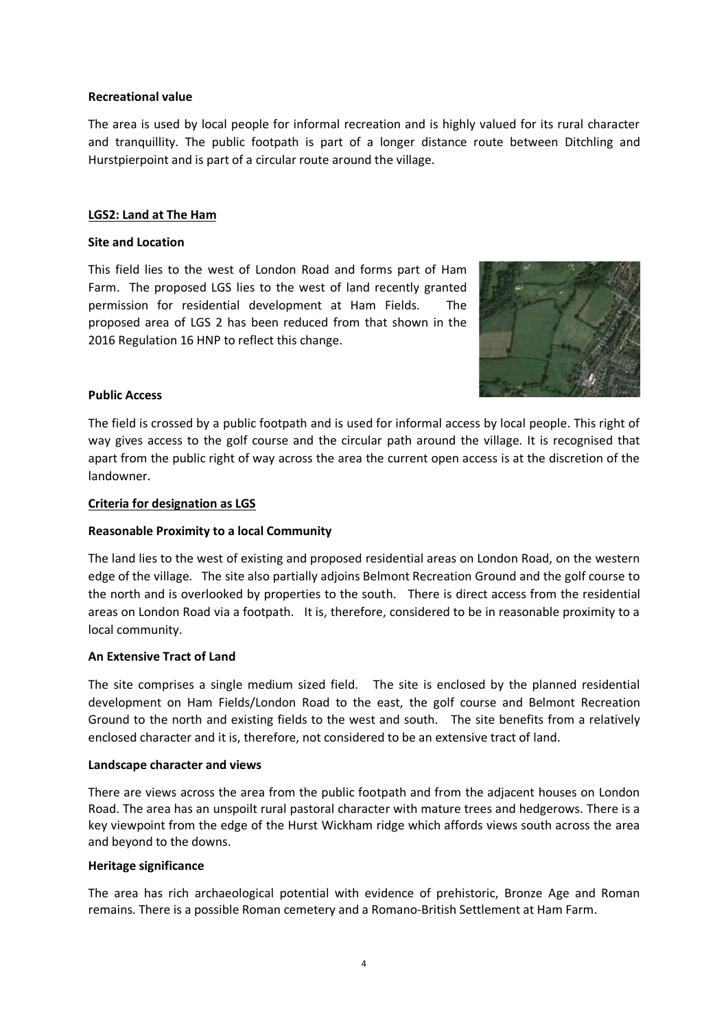**Recreational value**

The area is used by local people for informal recreation and is highly valued for its rural character and tranquillity. The public footpath is part of a longer distance route between Ditchling and Hurstpierpoint and is part of a circular route around the village.

## LGS2: Land at The Ham

**Site and Location**

This field lies to the west of London Road and forms part of Ham Farm. The proposed LGS lies to the west of land recently granted permission for residential development at Ham Fields. The proposed area of LGS 2 has been reduced from that shown in the 2016 Regulation 16 HNP to reflect this change.

**Public Access**

The field is crossed by a public footpath and is used for informal access by local people. This right of way gives access to the golf course and the circular path around the village. It is recognised that apart from the public right of way across the area the current open access is at the discretion of the landowner.

**Criteria for designation as LGS**

**Reasonable Proximity to a local Community**

The land lies to the west of existing and proposed residential areas on London Road, on the western edge of the village. The site also partially adjoins Belmont Recreation Ground and the golf course to the north and is overlooked by properties to the south. There is direct access from the residential areas on London Road via a footpath. It is, therefore, considered to be in reasonable proximity to a local community.

**An Extensive Tract of Land**

The site comprises a single medium sized field. The site is enclosed by the planned residential development on Ham Fields/London Road to the east, the golf course and Belmont Recreation Ground to the north and existing fields to the west and south. The site benefits from a relatively enclosed character and it is, therefore, not considered to be an extensive tract of land.

**Landscape character and views**

There are views across the area from the public footpath and from the adjacent houses on London Road. The area has an unspoilt rural pastoral character with mature trees and hedgerows. There is a key viewpoint from the edge of the Hurst Wickham ridge which affords views south across the area and beyond to the downs.

**Heritage significance**

The area has rich archaeological potential with evidence of prehistoric, Bronze Age and Roman remains. There is a possible Roman cemetery and a Romano-British Settlement at Ham Farm.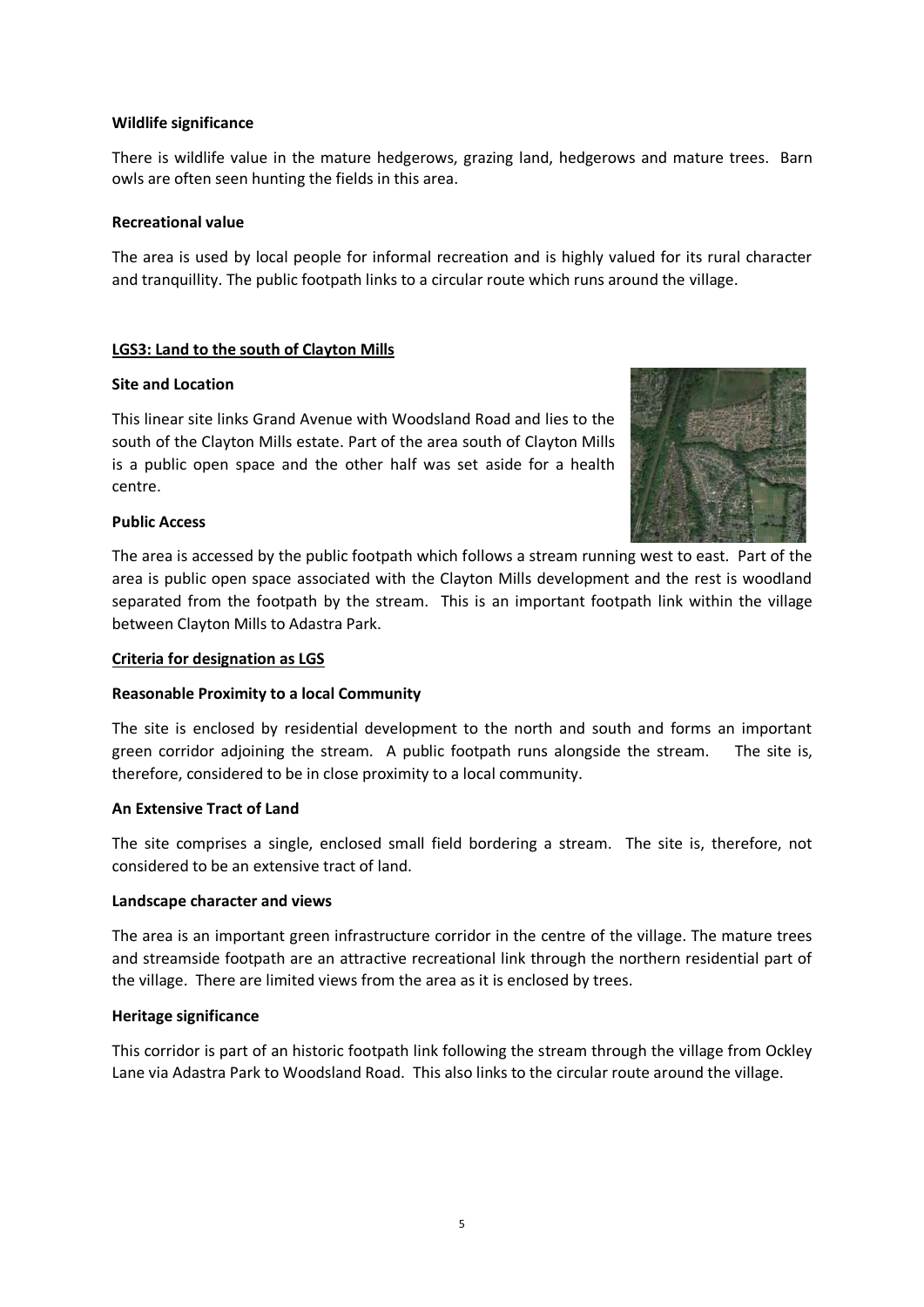**Wildlife significance**

There is wildlife value in the mature hedgerows, grazing land, hedgerows and mature trees. Barn owls are often seen hunting the fields in this area.

**Recreational value**

The area is used by local people for informal recreation and is highly valued for its rural character and tranquillity. The public footpath links to a circular route which runs around the village.

## LGS3: Land to the south of Clayton Mills

**Site and Location**

This linear site links Grand Avenue with Woodsland Road and lies to the south of the Clayton Mills estate. Part of the area south of Clayton Mills is a public open space and the other half was set aside for a health centre.

**Public Access**

The area is accessed by the public footpath which follows a stream running west to east. Part of the area is public open space associated with the Clayton Mills development and the rest is woodland separated from the footpath by the stream. This is an important footpath link within the village between Clayton Mills to Adastra Park.

### Criteria for designation as LGS

**Reasonable Proximity to a local Community**

The site is enclosed by residential development to the north and south and forms an important green corridor adjoining the stream. A public footpath runs alongside the stream. The site is, therefore, considered to be in close proximity to a local community.

**An Extensive Tract of Land**

The site comprises a single, enclosed small field bordering a stream. The site is, therefore, not considered to be an extensive tract of land.

**Landscape character and views**

The area is an important green infrastructure corridor in the centre of the village. The mature trees and streamside footpath are an attractive recreational link through the northern residential part of the village. There are limited views from the area as it is enclosed by trees.

**Heritage significance**

This corridor is part of an historic footpath link following the stream through the village from Ockley Lane via Adastra Park to Woodsland Road. This also links to the circular route around the village.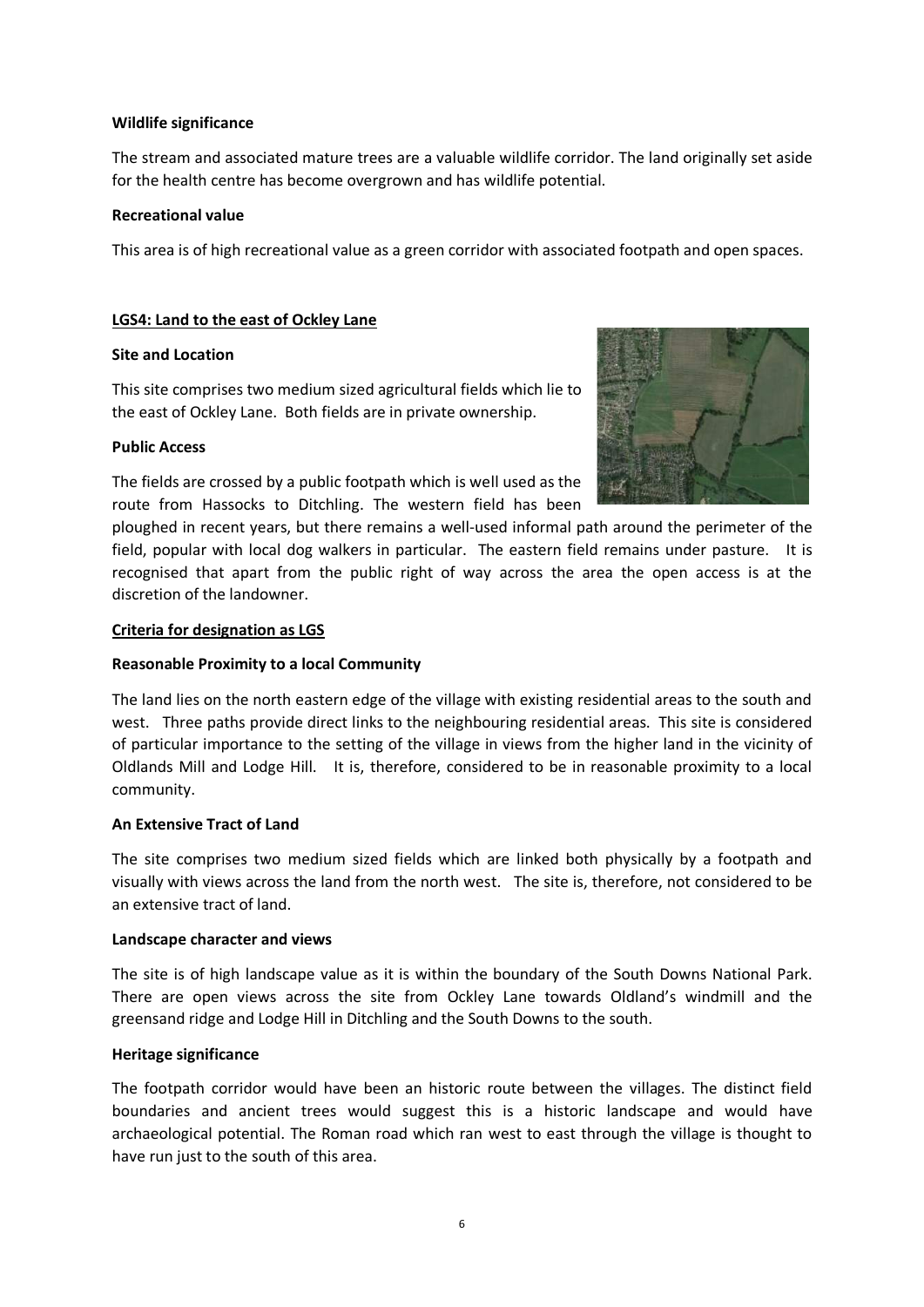**Wildlife significance**

The stream and associated mature trees are a valuable wildlife corridor. The land originally set aside for the health centre has become overgrown and has wildlife potential.

**Recreational value**

This area is of high recreational value as a green corridor with associated footpath and open spaces.

**LGS4: Land to the east of Ockley Lane**

**Site and Location**

This site comprises two medium sized agricultural fields which lie to the east of Ockley Lane. Both fields are in private ownership.

**Public Access**

The fields are crossed by a public footpath which is well used as the route from Hassocks to Ditchling. The western field has been ploughed in recent years, but there remains a well-used informal path around the perimeter of the field, popular with local dog walkers in particular. The eastern field remains under pasture. It is recognised that apart from the public right of way across the area the open access is at the discretion of the landowner.

**Criteria for designation as LGS**

**Reasonable Proximity to a local Community**

The land lies on the north eastern edge of the village with existing residential areas to the south and west. Three paths provide direct links to the neighbouring residential areas. This site is considered of particular importance to the setting of the village in views from the higher land in the vicinity of Oldlands Mill and Lodge Hill. It is, therefore, considered to be in reasonable proximity to a local community.

**An Extensive Tract of Land**

The site comprises two medium sized fields which are linked both physically by a footpath and visually with views across the land from the north west. The site is, therefore, not considered to be an extensive tract of land.

**Landscape character and views**

The site is of high landscape value as it is within the boundary of the South Downs National Park. There are open views across the site from Ockley Lane towards Oldland's windmill and the greensand ridge and Lodge Hill in Ditchling and the South Downs to the south.

**Heritage significance**

The footpath corridor would have been an historic route between the villages. The distinct field boundaries and ancient trees would suggest this is a historic landscape and would have archaeological potential. The Roman road which ran west to east through the village is thought to have run just to the south of this area.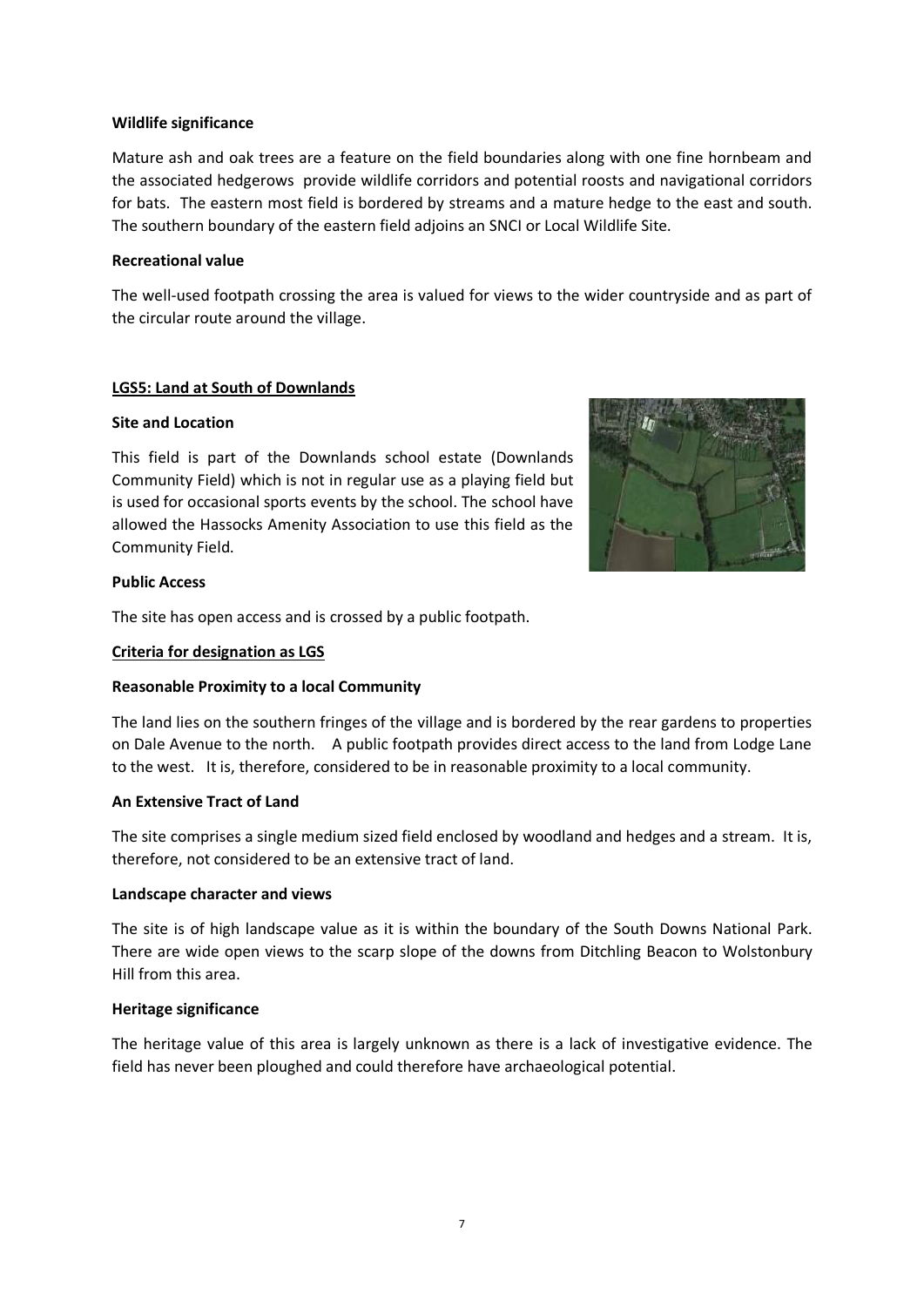**Wildlife significance**

Mature ash and oak trees are a feature on the field boundaries along with one fine hornbeam and the associated hedgerows provide wildlife corridors and potential roosts and navigational corridors for bats. The eastern most field is bordered by streams and a mature hedge to the east and south. The southern boundary of the eastern field adjoins an SNCI or Local Wildlife Site.

**Recreational value**

The well-used footpath crossing the area is valued for views to the wider countryside and as part of the circular route around the village.

## LGS5: Land at South of Downlands

**Site and Location**

This field is part of the Downlands school estate (Downlands Community Field) which is not in regular use as a playing field but is used for occasional sports events by the school. The school have allowed the Hassocks Amenity Association to use this field as the Community Field.

**Public Access**

The site has open access and is crossed by a public footpath.

### Criteria for designation as LGS

**Reasonable Proximity to a local Community**

The land lies on the southern fringes of the village and is bordered by the rear gardens to properties on Dale Avenue to the north. A public footpath provides direct access to the land from Lodge Lane to the west. It is, therefore, considered to be in reasonable proximity to a local community.

**An Extensive Tract of Land**

The site comprises a single medium sized field enclosed by woodland and hedges and a stream. It is, therefore, not considered to be an extensive tract of land.

**Landscape character and views**

The site is of high landscape value as it is within the boundary of the South Downs National Park. There are wide open views to the scarp slope of the downs from Ditchling Beacon to Wolstonbury Hill from this area.

**Heritage significance**

The heritage value of this area is largely unknown as there is a lack of investigative evidence. The field has never been ploughed and could therefore have archaeological potential.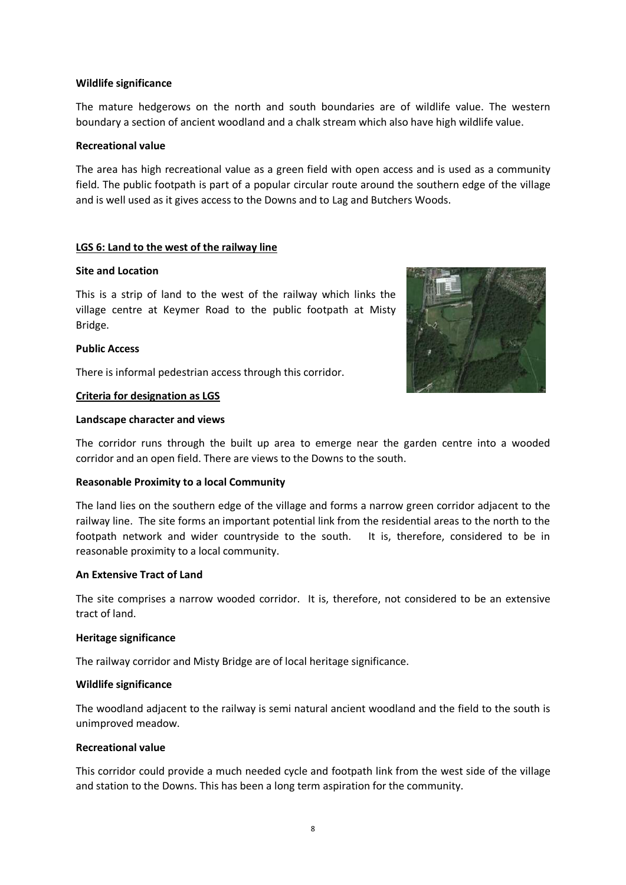**Wildlife significance**

The mature hedgerows on the north and south boundaries are of wildlife value. The western boundary a section of ancient woodland and a chalk stream which also have high wildlife value.

**Recreational value**

The area has high recreational value as a green field with open access and is used as a community field. The public footpath is part of a popular circular route around the southern edge of the village and is well used as it gives access to the Downs and to Lag and Butchers Woods.

## LGS 6: Land to the west of the railway line

**Site and Location**

This is a strip of land to the west of the railway which links the village centre at Keymer Road to the public footpath at Misty Bridge.

**Public Access**

There is informal pedestrian access through this corridor.

**Criteria for designation as LGS**

**Landscape character and views**

The corridor runs through the built up area to emerge near the garden centre into a wooded corridor and an open field. There are views to the Downs to the south.

**Reasonable Proximity to a local Community**

The land lies on the southern edge of the village and forms a narrow green corridor adjacent to the railway line. The site forms an important potential link from the residential areas to the north to the footpath network and wider countryside to the south. It is, therefore, considered to be in reasonable proximity to a local community.

**An Extensive Tract of Land**

The site comprises a narrow wooded corridor. It is, therefore, not considered to be an extensive tract of land.

**Heritage significance**

The railway corridor and Misty Bridge are of local heritage significance.

**Wildlife significance**

The woodland adjacent to the railway is semi natural ancient woodland and the field to the south is unimproved meadow.

**Recreational value**

This corridor could provide a much needed cycle and footpath link from the west side of the village and station to the Downs. This has been a long term aspiration for the community.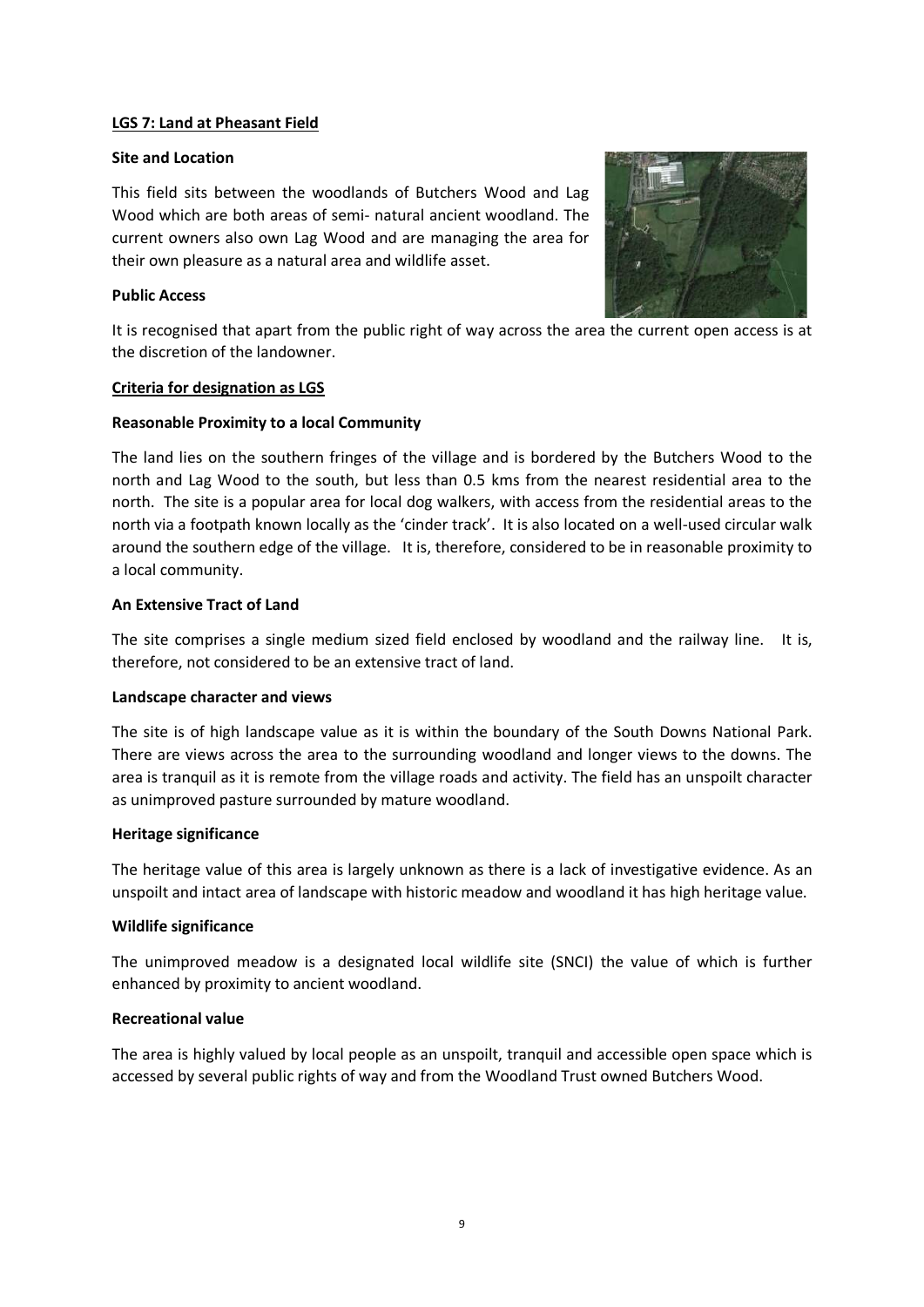## **LGS 7: Land at Pheasant Field**

**Site and Location**

This field sits between the woodlands of Butchers Wood and Lag Wood which are both areas of semi- natural ancient woodland. The current owners also own Lag Wood and are managing the area for their own pleasure as a natural area and wildlife asset.

**Public Access**

It is recognised that apart from the public right of way across the area the current open access is at the discretion of the landowner.

**Criteria for designation as LGS**

**Reasonable Proximity to a local Community**

The land lies on the southern fringes of the village and is bordered by the Butchers Wood to the north and Lag Wood to the south, but less than 0.5 kms from the nearest residential area to the north. The site is a popular area for local dog walkers, with access from the residential areas to the north via a footpath known locally as the 'cinder track'. It is also located on a well-used circular walk around the southern edge of the village. It is, therefore, considered to be in reasonable proximity to a local community.

**An Extensive Tract of Land**

The site comprises a single medium sized field enclosed by woodland and the railway line. It is, therefore, not considered to be an extensive tract of land.

**Landscape character and views**

The site is of high landscape value as it is within the boundary of the South Downs National Park. There are views across the area to the surrounding woodland and longer views to the downs. The area is tranquil as it is remote from the village roads and activity. The field has an unspoilt character as unimproved pasture surrounded by mature woodland.

**Heritage significance**

The heritage value of this area is largely unknown as there is a lack of investigative evidence. As an unspoilt and intact area of landscape with historic meadow and woodland it has high heritage value.

**Wildlife significance**

The unimproved meadow is a designated local wildlife site (SNCI) the value of which is further enhanced by proximity to ancient woodland.

**Recreational value**

The area is highly valued by local people as an unspoilt, tranquil and accessible open space which is accessed by several public rights of way and from the Woodland Trust owned Butchers Wood.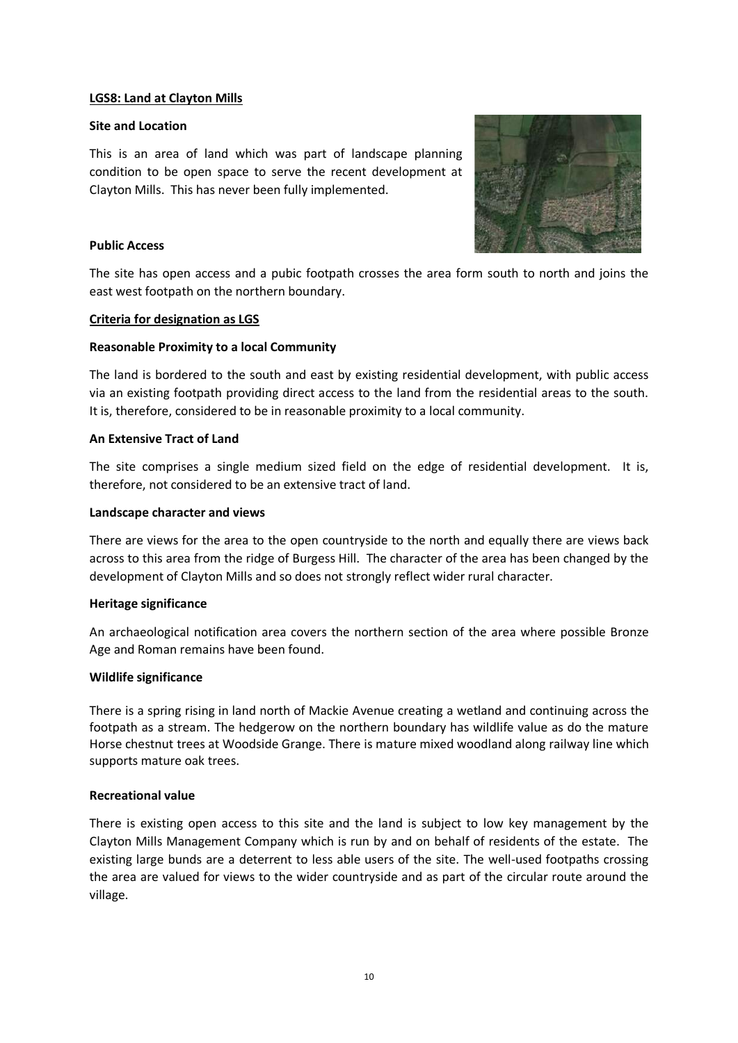**LGS8: Land at Clayton Mills**

**Site and Location**

This is an area of land which was part of landscape planning condition to be open space to serve the recent development at Clayton Mills. This has never been fully implemented.

**Public Access**

The site has open access and a pubic footpath crosses the area form south to north and joins the east west footpath on the northern boundary.

**Criteria for designation as LGS**

**Reasonable Proximity to a local Community**

The land is bordered to the south and east by existing residential development, with public access via an existing footpath providing direct access to the land from the residential areas to the south. It is, therefore, considered to be in reasonable proximity to a local community.

**An Extensive Tract of Land**

The site comprises a single medium sized field on the edge of residential development. It is, therefore, not considered to be an extensive tract of land.

**Landscape character and views**

There are views for the area to the open countryside to the north and equally there are views back across to this area from the ridge of Burgess Hill. The character of the area has been changed by the development of Clayton Mills and so does not strongly reflect wider rural character.

**Heritage significance**

An archaeological notification area covers the northern section of the area where possible Bronze Age and Roman remains have been found.

**Wildlife significance**

There is a spring rising in land north of Mackie Avenue creating a wetland and continuing across the footpath as a stream. The hedgerow on the northern boundary has wildlife value as do the mature Horse chestnut trees at Woodside Grange. There is mature mixed woodland along railway line which supports mature oak trees.

**Recreational value**

There is existing open access to this site and the land is subject to low key management by the Clayton Mills Management Company which is run by and on behalf of residents of the estate. The existing large bunds are a deterrent to less able users of the site. The well-used footpaths crossing the area are valued for views to the wider countryside and as part of the circular route around the village.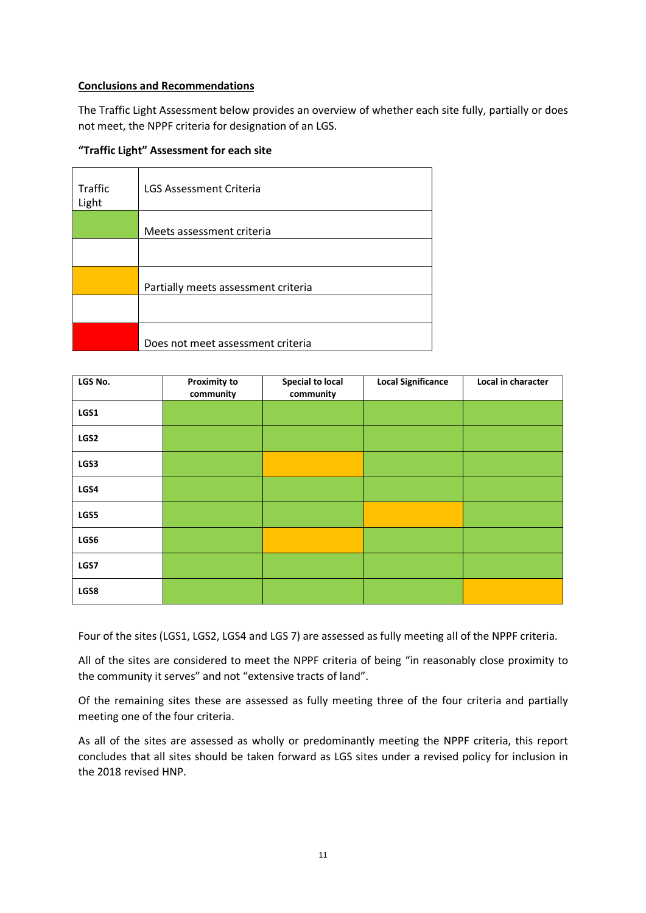**Conclusions and Recommendations**

The Traffic Light Assessment below provides an overview of whether each site fully, partially or does not meet, the NPPF criteria for designation of an LGS.

**"Traffic Light" Assessment for each site**

| Traffic Light | LGS Assessment Criteria |
|---|---|
| Green | Meets assessment criteria |
| | |
| Amber | Partially meets assessment criteria |
| | |
| Red | Does not meet assessment criteria |

| LGS No. | Proximity to community | Special to local community | Local Significance | Local in character |
|---|---|---|---|---|
| LGS1 | Green | Green | Green | Green |
| LGS2 | Green | Green | Green | Green |
| LGS3 | Green | Amber | Green | Green |
| LGS4 | Green | Green | Green | Green |
| LGS5 | Green | Green | Amber | Green |
| LGS6 | Green | Amber | Green | Green |
| LGS7 | Green | Green | Green | Green |
| LGS8 | Green | Green | Green | Amber |

Four of the sites (LGS1, LGS2, LGS4 and LGS 7) are assessed as fully meeting all of the NPPF criteria.

All of the sites are considered to meet the NPPF criteria of being "in reasonably close proximity to the community it serves" and not "extensive tracts of land".

Of the remaining sites these are assessed as fully meeting three of the four criteria and partially meeting one of the four criteria.

As all of the sites are assessed as wholly or predominantly meeting the NPPF criteria, this report concludes that all sites should be taken forward as LGS sites under a revised policy for inclusion in the 2018 revised HNP.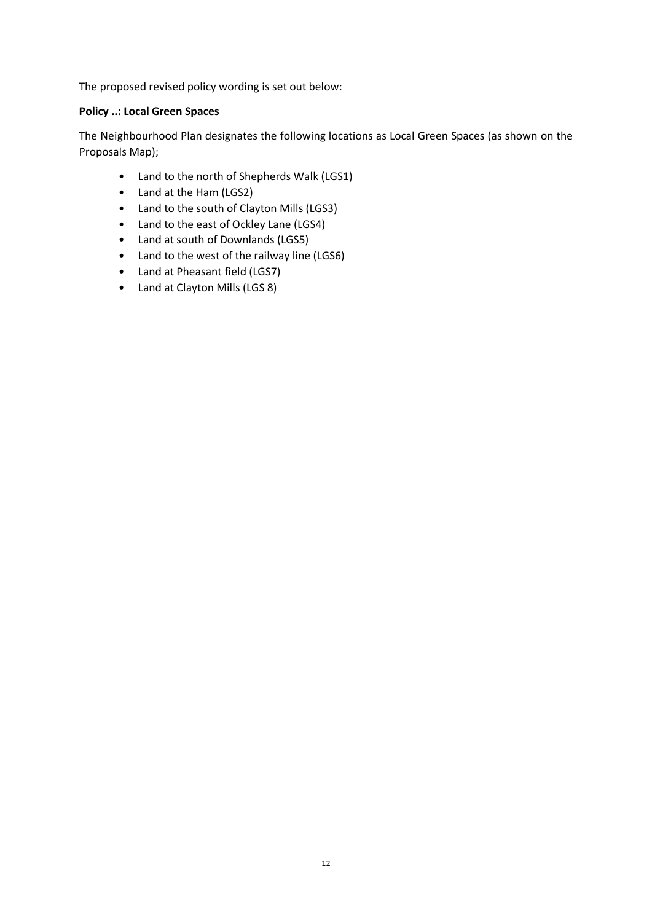The proposed revised policy wording is set out below:

**Policy ..: Local Green Spaces**

The Neighbourhood Plan designates the following locations as Local Green Spaces (as shown on the Proposals Map);

- Land to the north of Shepherds Walk (LGS1)
- Land at the Ham (LGS2)
- Land to the south of Clayton Mills (LGS3)
- Land to the east of Ockley Lane (LGS4)
- Land at south of Downlands (LGS5)
- Land to the west of the railway line (LGS6)
- Land at Pheasant field (LGS7)
- Land at Clayton Mills (LGS 8)